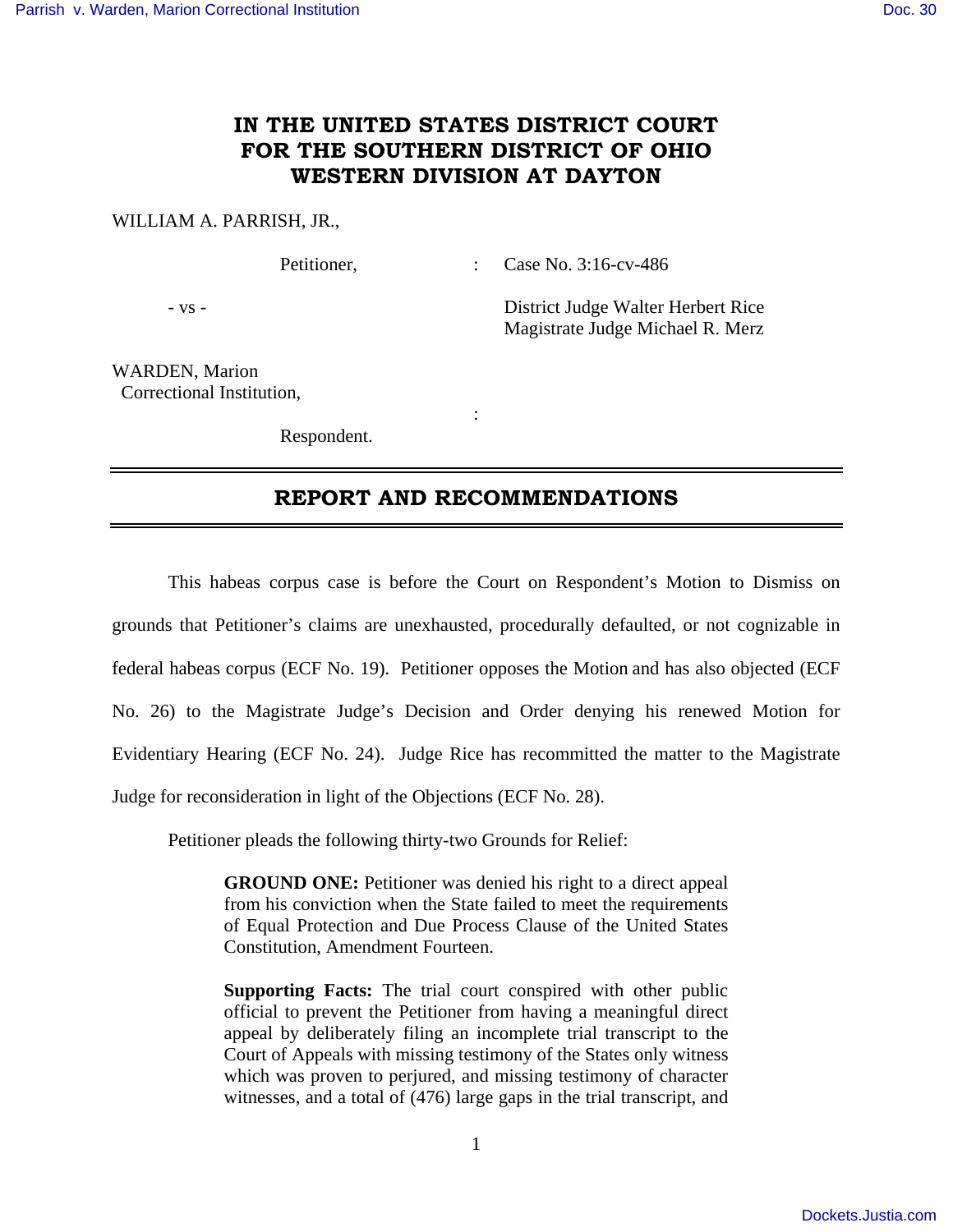# IN THE UNITED STATES DISTRICT COURT FOR THE SOUTHERN DISTRICT OF OHIO WESTERN DIVISION AT DAYTON

WILLIAM A. PARRISH, JR.,

Petitioner, : Case No. 3:16-cv-486

- vs - District Judge Walter Herbert Rice
Magistrate Judge Michael R. Merz

WARDEN, Marion
Correctional Institution,

:

Respondent.

---

## REPORT AND RECOMMENDATIONS

---

This habeas corpus case is before the Court on Respondent's Motion to Dismiss on grounds that Petitioner's claims are unexhausted, procedurally defaulted, or not cognizable in federal habeas corpus (ECF No. 19). Petitioner opposes the Motion and has also objected (ECF No. 26) to the Magistrate Judge's Decision and Order denying his renewed Motion for Evidentiary Hearing (ECF No. 24). Judge Rice has recommitted the matter to the Magistrate Judge for reconsideration in light of the Objections (ECF No. 28).

Petitioner pleads the following thirty-two Grounds for Relief:

> **GROUND ONE:** Petitioner was denied his right to a direct appeal from his conviction when the State failed to meet the requirements of Equal Protection and Due Process Clause of the United States Constitution, Amendment Fourteen.
>
> **Supporting Facts:** The trial court conspired with other public official to prevent the Petitioner from having a meaningful direct appeal by deliberately filing an incomplete trial transcript to the Court of Appeals with missing testimony of the States only witness which was proven to perjured, and missing testimony of character witnesses, and a total of (476) large gaps in the trial transcript, and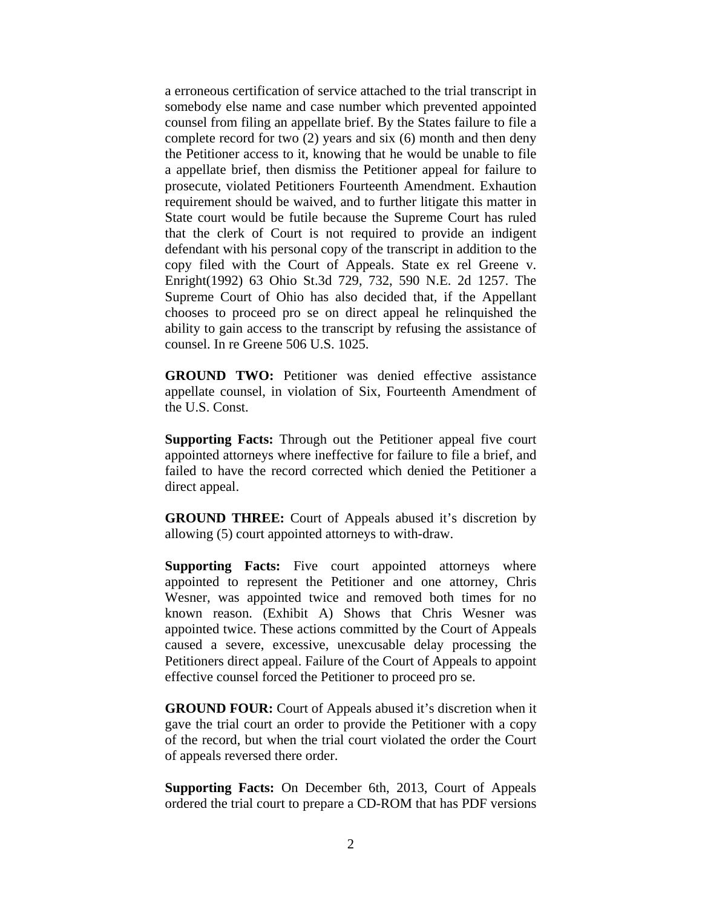a erroneous certification of service attached to the trial transcript in somebody else name and case number which prevented appointed counsel from filing an appellate brief. By the States failure to file a complete record for two (2) years and six (6) month and then deny the Petitioner access to it, knowing that he would be unable to file a appellate brief, then dismiss the Petitioner appeal for failure to prosecute, violated Petitioners Fourteenth Amendment. Exhaution requirement should be waived, and to further litigate this matter in State court would be futile because the Supreme Court has ruled that the clerk of Court is not required to provide an indigent defendant with his personal copy of the transcript in addition to the copy filed with the Court of Appeals. State ex rel Greene v. Enright(1992) 63 Ohio St.3d 729, 732, 590 N.E. 2d 1257. The Supreme Court of Ohio has also decided that, if the Appellant chooses to proceed pro se on direct appeal he relinquished the ability to gain access to the transcript by refusing the assistance of counsel. In re Greene 506 U.S. 1025.

**GROUND TWO:** Petitioner was denied effective assistance appellate counsel, in violation of Six, Fourteenth Amendment of the U.S. Const.

**Supporting Facts:** Through out the Petitioner appeal five court appointed attorneys where ineffective for failure to file a brief, and failed to have the record corrected which denied the Petitioner a direct appeal.

**GROUND THREE:** Court of Appeals abused it's discretion by allowing (5) court appointed attorneys to with-draw.

**Supporting Facts:** Five court appointed attorneys where appointed to represent the Petitioner and one attorney, Chris Wesner, was appointed twice and removed both times for no known reason. (Exhibit A) Shows that Chris Wesner was appointed twice. These actions committed by the Court of Appeals caused a severe, excessive, unexcusable delay processing the Petitioners direct appeal. Failure of the Court of Appeals to appoint effective counsel forced the Petitioner to proceed pro se.

**GROUND FOUR:** Court of Appeals abused it's discretion when it gave the trial court an order to provide the Petitioner with a copy of the record, but when the trial court violated the order the Court of appeals reversed there order.

**Supporting Facts:** On December 6th, 2013, Court of Appeals ordered the trial court to prepare a CD-ROM that has PDF versions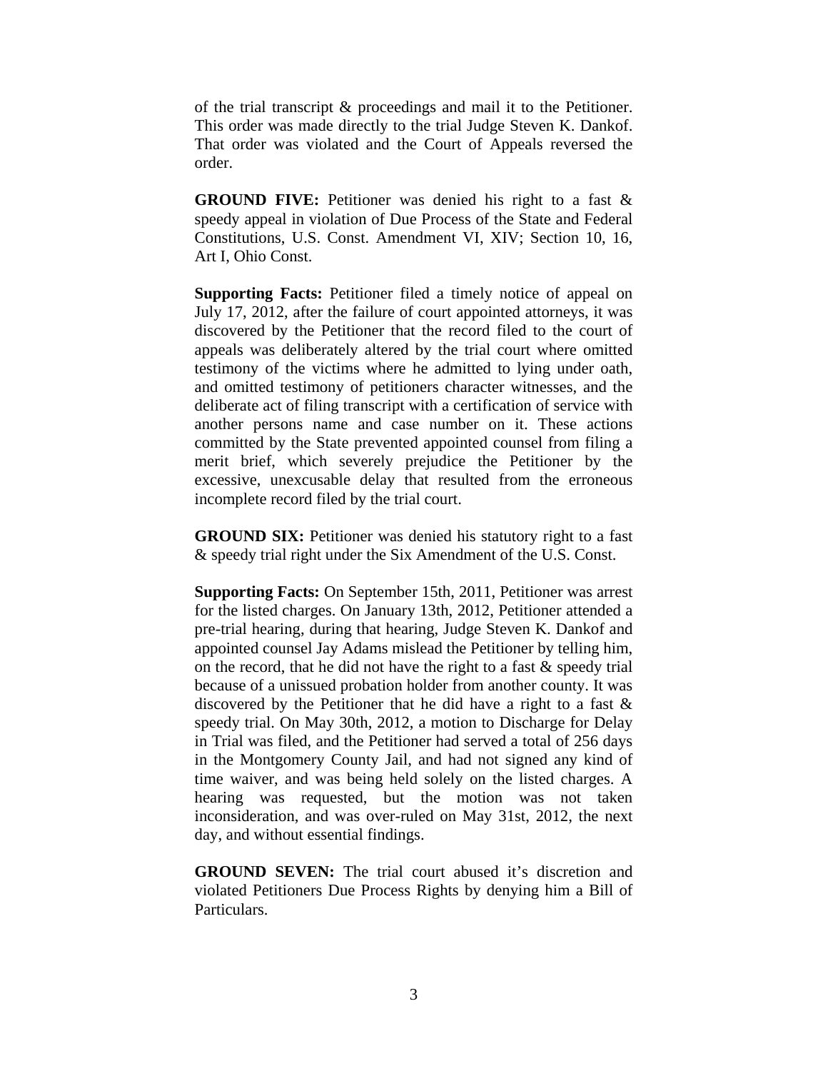of the trial transcript & proceedings and mail it to the Petitioner. This order was made directly to the trial Judge Steven K. Dankof. That order was violated and the Court of Appeals reversed the order.

**GROUND FIVE:** Petitioner was denied his right to a fast & speedy appeal in violation of Due Process of the State and Federal Constitutions, U.S. Const. Amendment VI, XIV; Section 10, 16, Art I, Ohio Const.

**Supporting Facts:** Petitioner filed a timely notice of appeal on July 17, 2012, after the failure of court appointed attorneys, it was discovered by the Petitioner that the record filed to the court of appeals was deliberately altered by the trial court where omitted testimony of the victims where he admitted to lying under oath, and omitted testimony of petitioners character witnesses, and the deliberate act of filing transcript with a certification of service with another persons name and case number on it. These actions committed by the State prevented appointed counsel from filing a merit brief, which severely prejudice the Petitioner by the excessive, unexcusable delay that resulted from the erroneous incomplete record filed by the trial court.

**GROUND SIX:** Petitioner was denied his statutory right to a fast & speedy trial right under the Six Amendment of the U.S. Const.

**Supporting Facts:** On September 15th, 2011, Petitioner was arrest for the listed charges. On January 13th, 2012, Petitioner attended a pre-trial hearing, during that hearing, Judge Steven K. Dankof and appointed counsel Jay Adams mislead the Petitioner by telling him, on the record, that he did not have the right to a fast & speedy trial because of a unissued probation holder from another county. It was discovered by the Petitioner that he did have a right to a fast & speedy trial. On May 30th, 2012, a motion to Discharge for Delay in Trial was filed, and the Petitioner had served a total of 256 days in the Montgomery County Jail, and had not signed any kind of time waiver, and was being held solely on the listed charges. A hearing was requested, but the motion was not taken inconsideration, and was over-ruled on May 31st, 2012, the next day, and without essential findings.

**GROUND SEVEN:** The trial court abused it's discretion and violated Petitioners Due Process Rights by denying him a Bill of Particulars.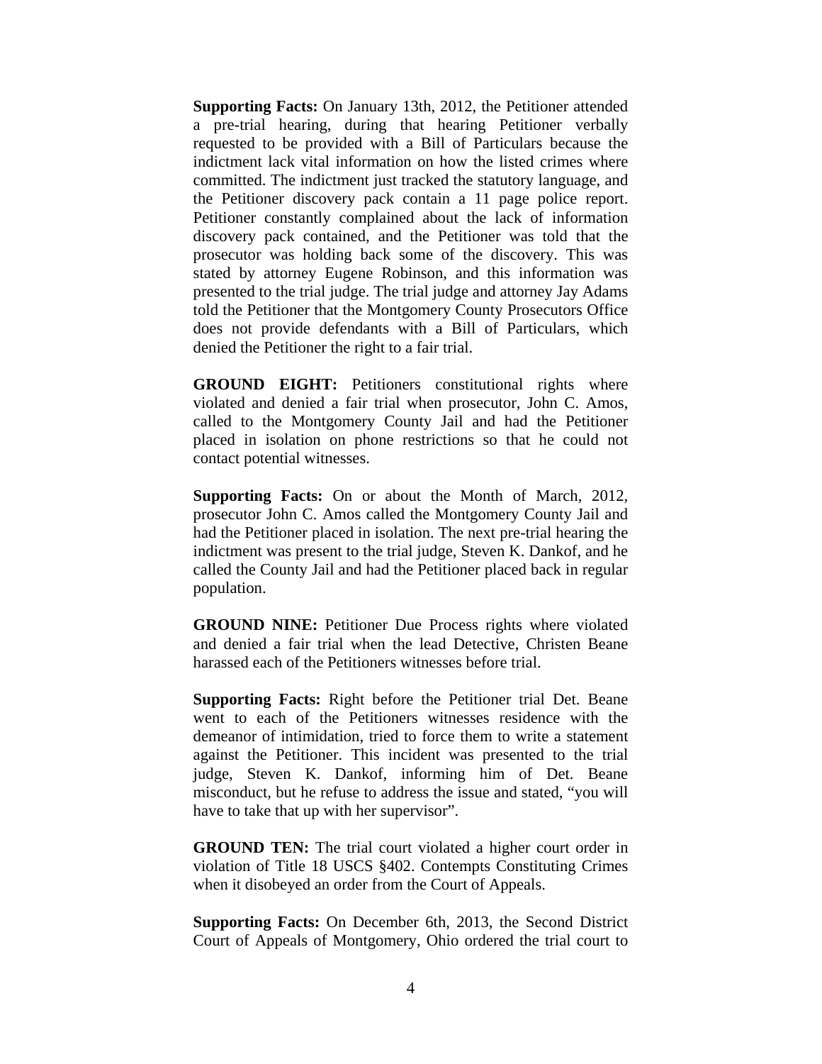**Supporting Facts:** On January 13th, 2012, the Petitioner attended a pre-trial hearing, during that hearing Petitioner verbally requested to be provided with a Bill of Particulars because the indictment lack vital information on how the listed crimes where committed. The indictment just tracked the statutory language, and the Petitioner discovery pack contain a 11 page police report. Petitioner constantly complained about the lack of information discovery pack contained, and the Petitioner was told that the prosecutor was holding back some of the discovery. This was stated by attorney Eugene Robinson, and this information was presented to the trial judge. The trial judge and attorney Jay Adams told the Petitioner that the Montgomery County Prosecutors Office does not provide defendants with a Bill of Particulars, which denied the Petitioner the right to a fair trial.

**GROUND EIGHT:** Petitioners constitutional rights where violated and denied a fair trial when prosecutor, John C. Amos, called to the Montgomery County Jail and had the Petitioner placed in isolation on phone restrictions so that he could not contact potential witnesses.

**Supporting Facts:** On or about the Month of March, 2012, prosecutor John C. Amos called the Montgomery County Jail and had the Petitioner placed in isolation. The next pre-trial hearing the indictment was present to the trial judge, Steven K. Dankof, and he called the County Jail and had the Petitioner placed back in regular population.

**GROUND NINE:** Petitioner Due Process rights where violated and denied a fair trial when the lead Detective, Christen Beane harassed each of the Petitioners witnesses before trial.

**Supporting Facts:** Right before the Petitioner trial Det. Beane went to each of the Petitioners witnesses residence with the demeanor of intimidation, tried to force them to write a statement against the Petitioner. This incident was presented to the trial judge, Steven K. Dankof, informing him of Det. Beane misconduct, but he refuse to address the issue and stated, "you will have to take that up with her supervisor".

**GROUND TEN:** The trial court violated a higher court order in violation of Title 18 USCS §402. Contempts Constituting Crimes when it disobeyed an order from the Court of Appeals.

**Supporting Facts:** On December 6th, 2013, the Second District Court of Appeals of Montgomery, Ohio ordered the trial court to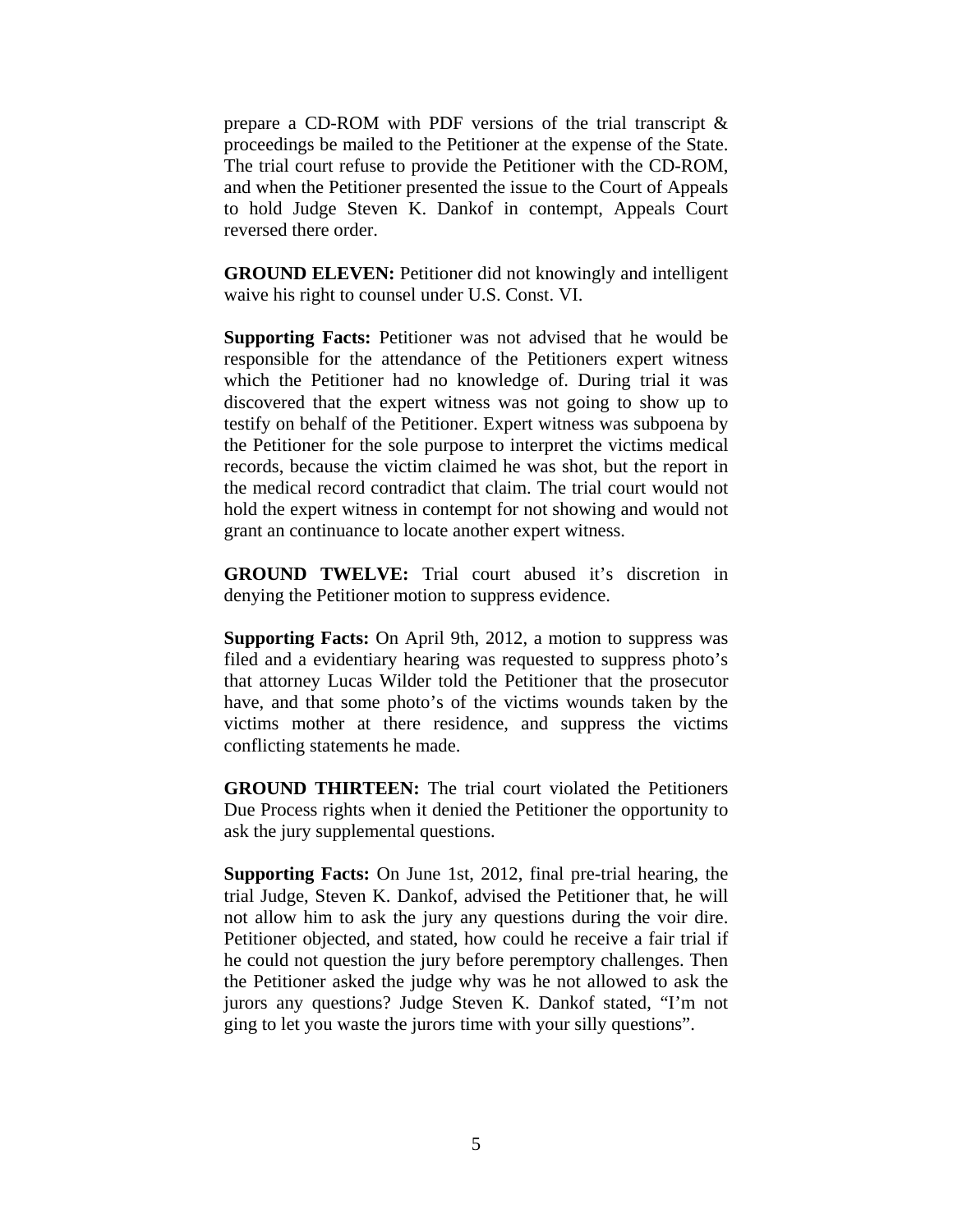prepare a CD-ROM with PDF versions of the trial transcript & proceedings be mailed to the Petitioner at the expense of the State. The trial court refuse to provide the Petitioner with the CD-ROM, and when the Petitioner presented the issue to the Court of Appeals to hold Judge Steven K. Dankof in contempt, Appeals Court reversed there order.

**GROUND ELEVEN:** Petitioner did not knowingly and intelligent waive his right to counsel under U.S. Const. VI.

**Supporting Facts:** Petitioner was not advised that he would be responsible for the attendance of the Petitioners expert witness which the Petitioner had no knowledge of. During trial it was discovered that the expert witness was not going to show up to testify on behalf of the Petitioner. Expert witness was subpoena by the Petitioner for the sole purpose to interpret the victims medical records, because the victim claimed he was shot, but the report in the medical record contradict that claim. The trial court would not hold the expert witness in contempt for not showing and would not grant an continuance to locate another expert witness.

**GROUND TWELVE:** Trial court abused it's discretion in denying the Petitioner motion to suppress evidence.

**Supporting Facts:** On April 9th, 2012, a motion to suppress was filed and a evidentiary hearing was requested to suppress photo's that attorney Lucas Wilder told the Petitioner that the prosecutor have, and that some photo's of the victims wounds taken by the victims mother at there residence, and suppress the victims conflicting statements he made.

**GROUND THIRTEEN:** The trial court violated the Petitioners Due Process rights when it denied the Petitioner the opportunity to ask the jury supplemental questions.

**Supporting Facts:** On June 1st, 2012, final pre-trial hearing, the trial Judge, Steven K. Dankof, advised the Petitioner that, he will not allow him to ask the jury any questions during the voir dire. Petitioner objected, and stated, how could he receive a fair trial if he could not question the jury before peremptory challenges. Then the Petitioner asked the judge why was he not allowed to ask the jurors any questions? Judge Steven K. Dankof stated, "I'm not ging to let you waste the jurors time with your silly questions".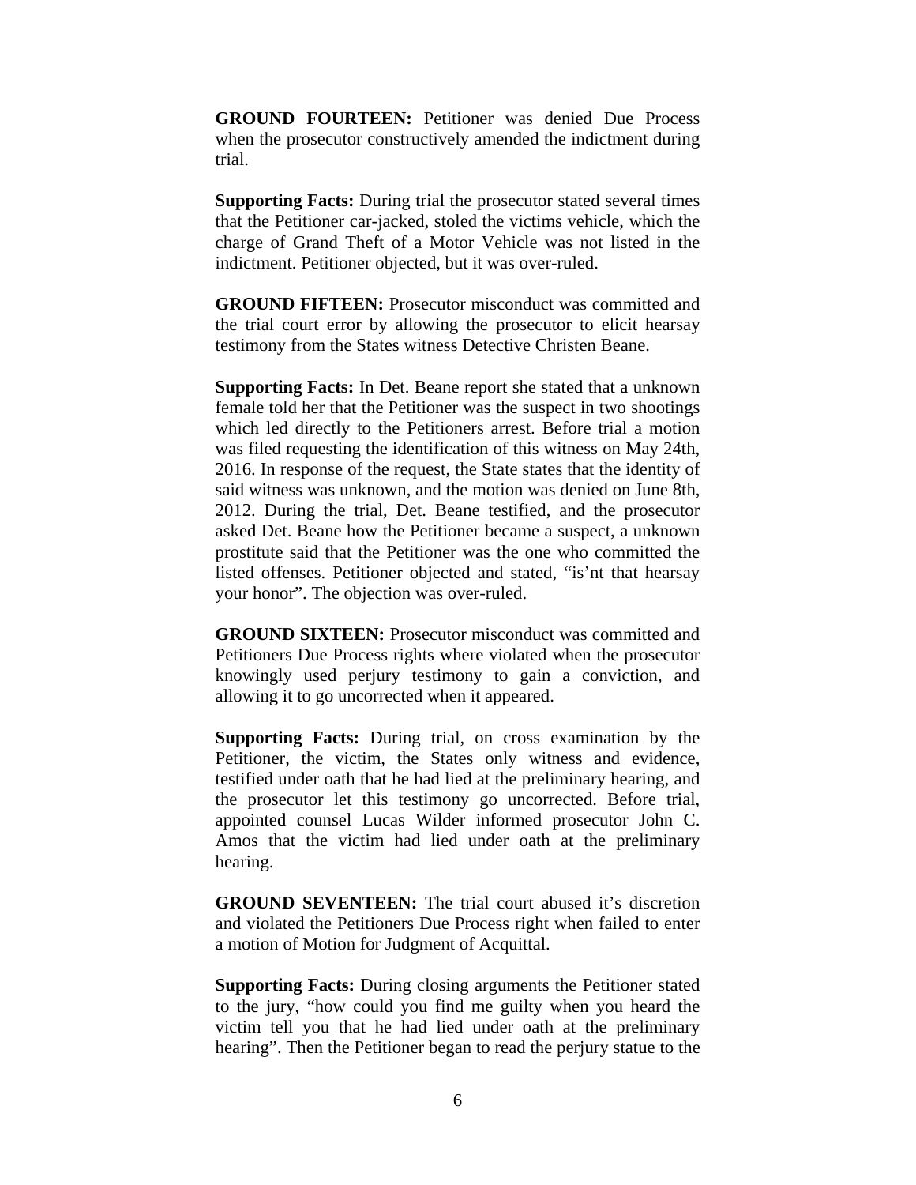**GROUND FOURTEEN:** Petitioner was denied Due Process when the prosecutor constructively amended the indictment during trial.

**Supporting Facts:** During trial the prosecutor stated several times that the Petitioner car-jacked, stoled the victims vehicle, which the charge of Grand Theft of a Motor Vehicle was not listed in the indictment. Petitioner objected, but it was over-ruled.

**GROUND FIFTEEN:** Prosecutor misconduct was committed and the trial court error by allowing the prosecutor to elicit hearsay testimony from the States witness Detective Christen Beane.

**Supporting Facts:** In Det. Beane report she stated that a unknown female told her that the Petitioner was the suspect in two shootings which led directly to the Petitioners arrest. Before trial a motion was filed requesting the identification of this witness on May 24th, 2016. In response of the request, the State states that the identity of said witness was unknown, and the motion was denied on June 8th, 2012. During the trial, Det. Beane testified, and the prosecutor asked Det. Beane how the Petitioner became a suspect, a unknown prostitute said that the Petitioner was the one who committed the listed offenses. Petitioner objected and stated, "is'nt that hearsay your honor". The objection was over-ruled.

**GROUND SIXTEEN:** Prosecutor misconduct was committed and Petitioners Due Process rights where violated when the prosecutor knowingly used perjury testimony to gain a conviction, and allowing it to go uncorrected when it appeared.

**Supporting Facts:** During trial, on cross examination by the Petitioner, the victim, the States only witness and evidence, testified under oath that he had lied at the preliminary hearing, and the prosecutor let this testimony go uncorrected. Before trial, appointed counsel Lucas Wilder informed prosecutor John C. Amos that the victim had lied under oath at the preliminary hearing.

**GROUND SEVENTEEN:** The trial court abused it's discretion and violated the Petitioners Due Process right when failed to enter a motion of Motion for Judgment of Acquittal.

**Supporting Facts:** During closing arguments the Petitioner stated to the jury, "how could you find me guilty when you heard the victim tell you that he had lied under oath at the preliminary hearing". Then the Petitioner began to read the perjury statue to the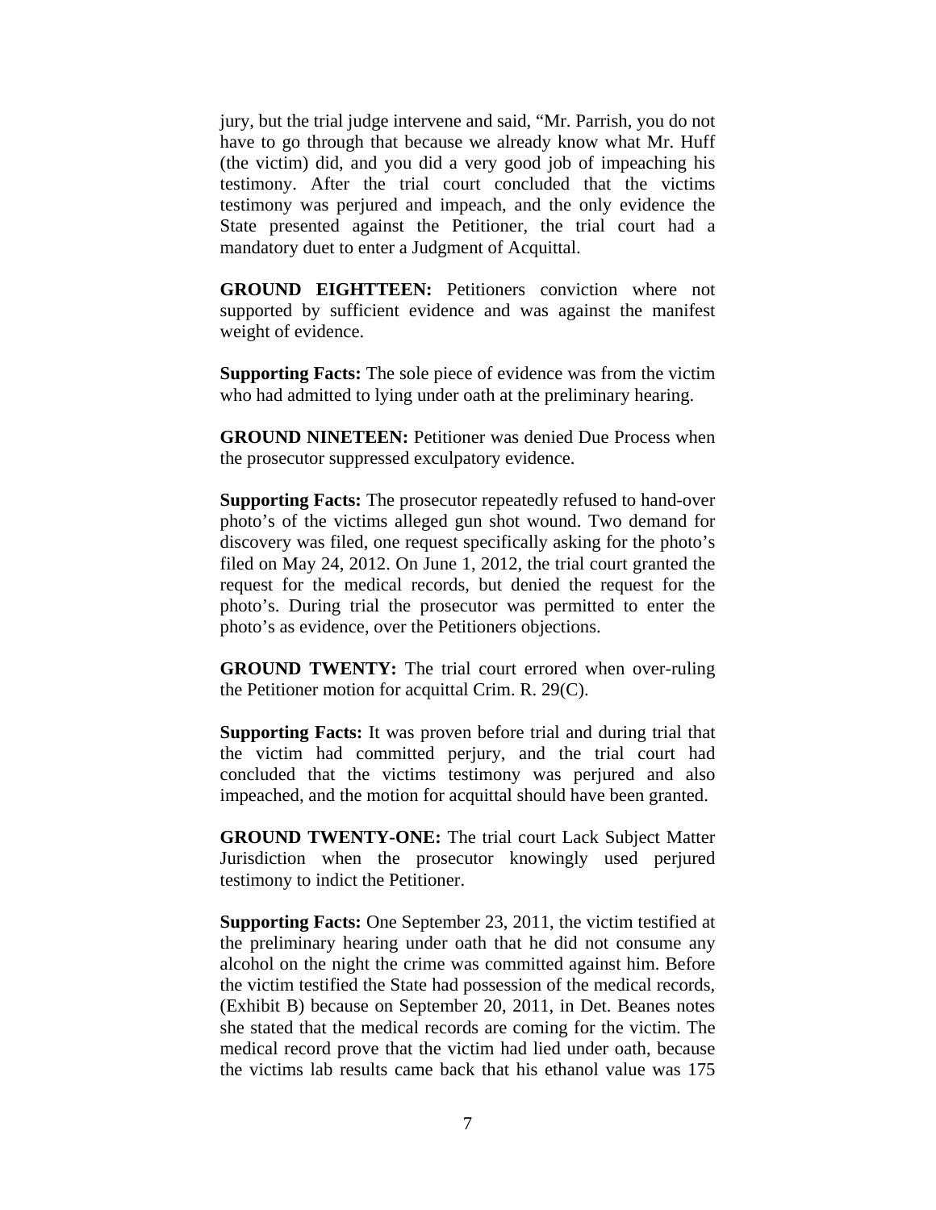jury, but the trial judge intervene and said, "Mr. Parrish, you do not have to go through that because we already know what Mr. Huff (the victim) did, and you did a very good job of impeaching his testimony. After the trial court concluded that the victims testimony was perjured and impeach, and the only evidence the State presented against the Petitioner, the trial court had a mandatory duet to enter a Judgment of Acquittal.

**GROUND EIGHTTEEN:** Petitioners conviction where not supported by sufficient evidence and was against the manifest weight of evidence.

**Supporting Facts:** The sole piece of evidence was from the victim who had admitted to lying under oath at the preliminary hearing.

**GROUND NINETEEN:** Petitioner was denied Due Process when the prosecutor suppressed exculpatory evidence.

**Supporting Facts:** The prosecutor repeatedly refused to hand-over photo's of the victims alleged gun shot wound. Two demand for discovery was filed, one request specifically asking for the photo's filed on May 24, 2012. On June 1, 2012, the trial court granted the request for the medical records, but denied the request for the photo's. During trial the prosecutor was permitted to enter the photo's as evidence, over the Petitioners objections.

**GROUND TWENTY:** The trial court errored when over-ruling the Petitioner motion for acquittal Crim. R. 29(C).

**Supporting Facts:** It was proven before trial and during trial that the victim had committed perjury, and the trial court had concluded that the victims testimony was perjured and also impeached, and the motion for acquittal should have been granted.

**GROUND TWENTY-ONE:** The trial court Lack Subject Matter Jurisdiction when the prosecutor knowingly used perjured testimony to indict the Petitioner.

**Supporting Facts:** One September 23, 2011, the victim testified at the preliminary hearing under oath that he did not consume any alcohol on the night the crime was committed against him. Before the victim testified the State had possession of the medical records, (Exhibit B) because on September 20, 2011, in Det. Beanes notes she stated that the medical records are coming for the victim. The medical record prove that the victim had lied under oath, because the victims lab results came back that his ethanol value was 175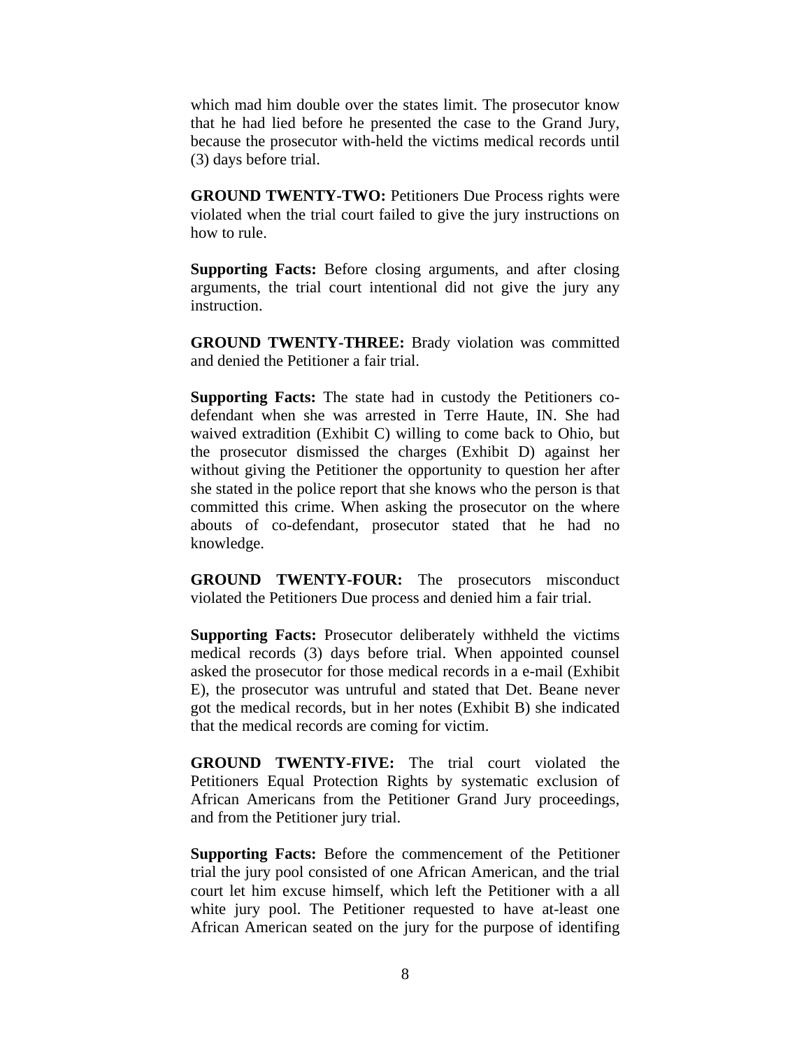which mad him double over the states limit. The prosecutor know that he had lied before he presented the case to the Grand Jury, because the prosecutor with-held the victims medical records until (3) days before trial.

**GROUND TWENTY-TWO:** Petitioners Due Process rights were violated when the trial court failed to give the jury instructions on how to rule.

**Supporting Facts:** Before closing arguments, and after closing arguments, the trial court intentional did not give the jury any instruction.

**GROUND TWENTY-THREE:** Brady violation was committed and denied the Petitioner a fair trial.

**Supporting Facts:** The state had in custody the Petitioners co-defendant when she was arrested in Terre Haute, IN. She had waived extradition (Exhibit C) willing to come back to Ohio, but the prosecutor dismissed the charges (Exhibit D) against her without giving the Petitioner the opportunity to question her after she stated in the police report that she knows who the person is that committed this crime. When asking the prosecutor on the where abouts of co-defendant, prosecutor stated that he had no knowledge.

**GROUND TWENTY-FOUR:** The prosecutors misconduct violated the Petitioners Due process and denied him a fair trial.

**Supporting Facts:** Prosecutor deliberately withheld the victims medical records (3) days before trial. When appointed counsel asked the prosecutor for those medical records in a e-mail (Exhibit E), the prosecutor was untruful and stated that Det. Beane never got the medical records, but in her notes (Exhibit B) she indicated that the medical records are coming for victim.

**GROUND TWENTY-FIVE:** The trial court violated the Petitioners Equal Protection Rights by systematic exclusion of African Americans from the Petitioner Grand Jury proceedings, and from the Petitioner jury trial.

**Supporting Facts:** Before the commencement of the Petitioner trial the jury pool consisted of one African American, and the trial court let him excuse himself, which left the Petitioner with a all white jury pool. The Petitioner requested to have at-least one African American seated on the jury for the purpose of identifing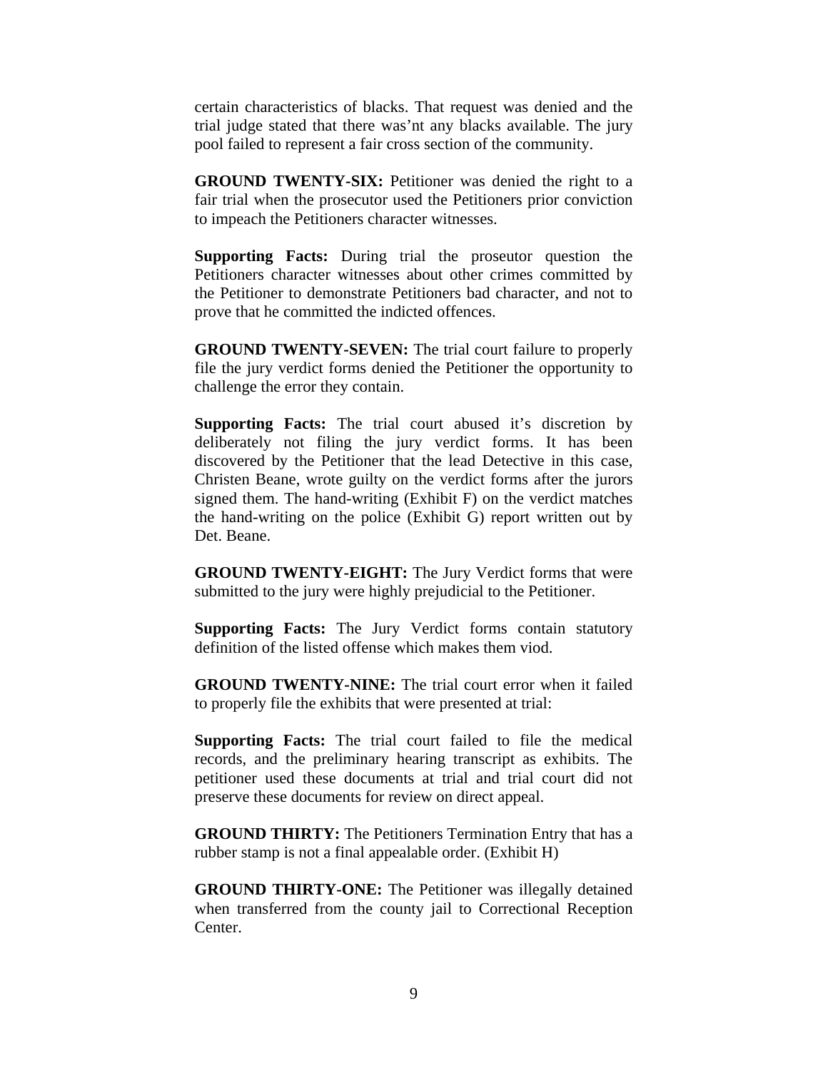certain characteristics of blacks. That request was denied and the trial judge stated that there was'nt any blacks available. The jury pool failed to represent a fair cross section of the community.

**GROUND TWENTY-SIX:** Petitioner was denied the right to a fair trial when the prosecutor used the Petitioners prior conviction to impeach the Petitioners character witnesses.

**Supporting Facts:** During trial the proseutor question the Petitioners character witnesses about other crimes committed by the Petitioner to demonstrate Petitioners bad character, and not to prove that he committed the indicted offences.

**GROUND TWENTY-SEVEN:** The trial court failure to properly file the jury verdict forms denied the Petitioner the opportunity to challenge the error they contain.

**Supporting Facts:** The trial court abused it's discretion by deliberately not filing the jury verdict forms. It has been discovered by the Petitioner that the lead Detective in this case, Christen Beane, wrote guilty on the verdict forms after the jurors signed them. The hand-writing (Exhibit F) on the verdict matches the hand-writing on the police (Exhibit G) report written out by Det. Beane.

**GROUND TWENTY-EIGHT:** The Jury Verdict forms that were submitted to the jury were highly prejudicial to the Petitioner.

**Supporting Facts:** The Jury Verdict forms contain statutory definition of the listed offense which makes them viod.

**GROUND TWENTY-NINE:** The trial court error when it failed to properly file the exhibits that were presented at trial:

**Supporting Facts:** The trial court failed to file the medical records, and the preliminary hearing transcript as exhibits. The petitioner used these documents at trial and trial court did not preserve these documents for review on direct appeal.

**GROUND THIRTY:** The Petitioners Termination Entry that has a rubber stamp is not a final appealable order. (Exhibit H)

**GROUND THIRTY-ONE:** The Petitioner was illegally detained when transferred from the county jail to Correctional Reception Center.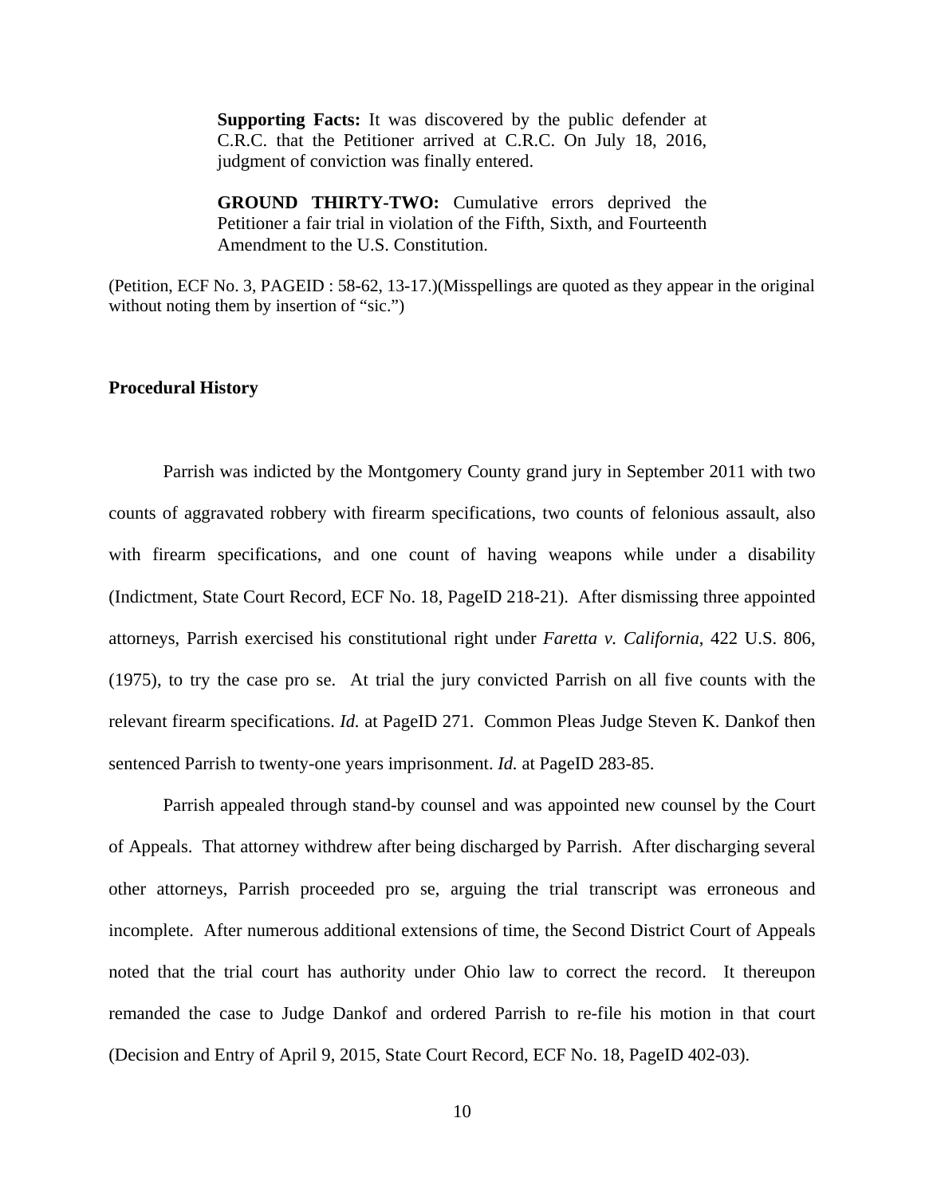> **Supporting Facts:** It was discovered by the public defender at C.R.C. that the Petitioner arrived at C.R.C. On July 18, 2016, judgment of conviction was finally entered.
>
> **GROUND THIRTY-TWO:** Cumulative errors deprived the Petitioner a fair trial in violation of the Fifth, Sixth, and Fourteenth Amendment to the U.S. Constitution.

(Petition, ECF No. 3, PAGEID : 58-62, 13-17.)(Misspellings are quoted as they appear in the original without noting them by insertion of "sic.")

**Procedural History**

Parrish was indicted by the Montgomery County grand jury in September 2011 with two counts of aggravated robbery with firearm specifications, two counts of felonious assault, also with firearm specifications, and one count of having weapons while under a disability (Indictment, State Court Record, ECF No. 18, PageID 218-21). After dismissing three appointed attorneys, Parrish exercised his constitutional right under *Faretta v. California*, 422 U.S. 806, (1975), to try the case pro se. At trial the jury convicted Parrish on all five counts with the relevant firearm specifications. *Id.* at PageID 271. Common Pleas Judge Steven K. Dankof then sentenced Parrish to twenty-one years imprisonment. *Id.* at PageID 283-85.

Parrish appealed through stand-by counsel and was appointed new counsel by the Court of Appeals. That attorney withdrew after being discharged by Parrish. After discharging several other attorneys, Parrish proceeded pro se, arguing the trial transcript was erroneous and incomplete. After numerous additional extensions of time, the Second District Court of Appeals noted that the trial court has authority under Ohio law to correct the record. It thereupon remanded the case to Judge Dankof and ordered Parrish to re-file his motion in that court (Decision and Entry of April 9, 2015, State Court Record, ECF No. 18, PageID 402-03).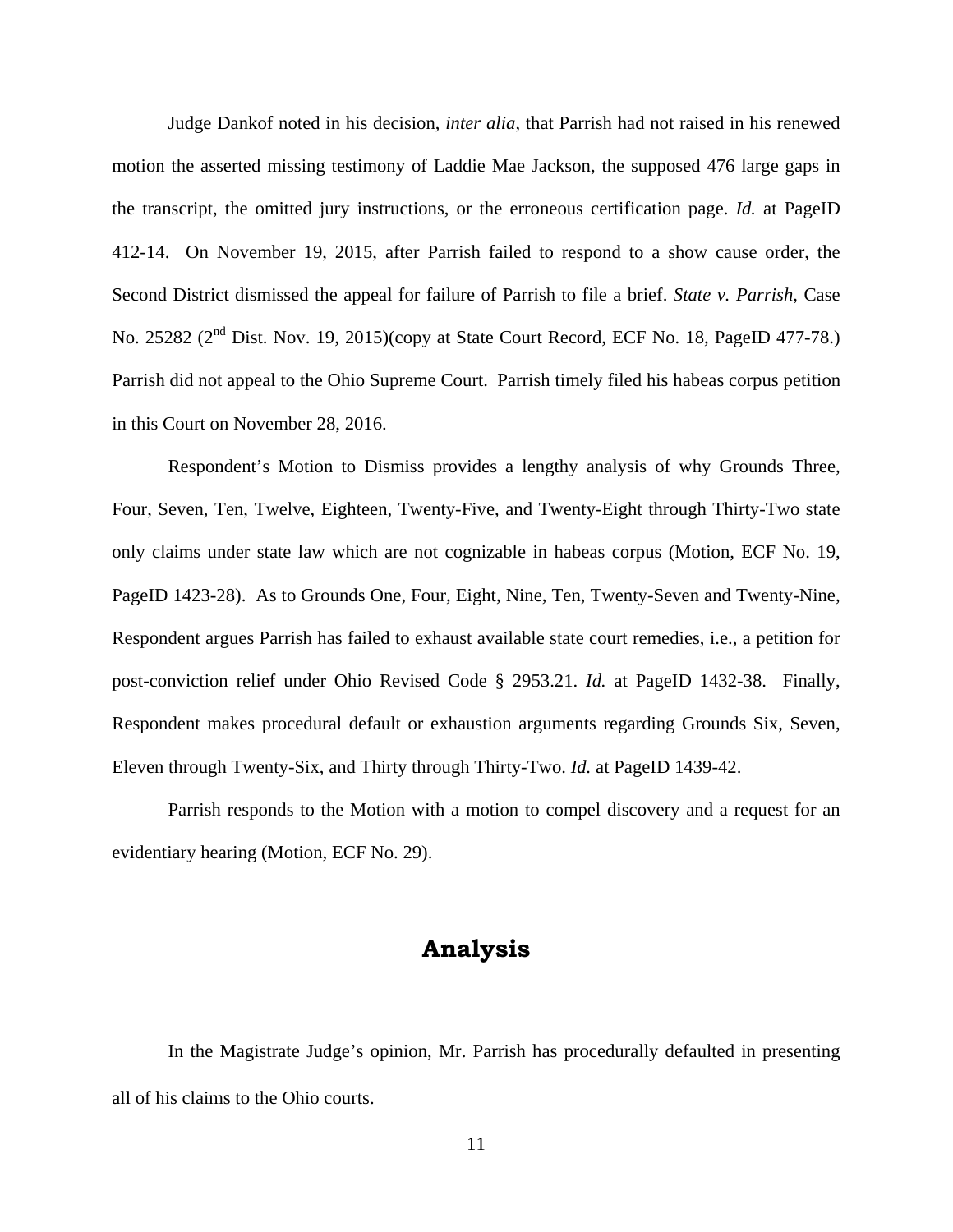Judge Dankof noted in his decision, *inter alia*, that Parrish had not raised in his renewed motion the asserted missing testimony of Laddie Mae Jackson, the supposed 476 large gaps in the transcript, the omitted jury instructions, or the erroneous certification page. *Id.* at PageID 412-14. On November 19, 2015, after Parrish failed to respond to a show cause order, the Second District dismissed the appeal for failure of Parrish to file a brief. *State v. Parrish*, Case No. 25282 (2nd Dist. Nov. 19, 2015)(copy at State Court Record, ECF No. 18, PageID 477-78.) Parrish did not appeal to the Ohio Supreme Court. Parrish timely filed his habeas corpus petition in this Court on November 28, 2016.

Respondent's Motion to Dismiss provides a lengthy analysis of why Grounds Three, Four, Seven, Ten, Twelve, Eighteen, Twenty-Five, and Twenty-Eight through Thirty-Two state only claims under state law which are not cognizable in habeas corpus (Motion, ECF No. 19, PageID 1423-28). As to Grounds One, Four, Eight, Nine, Ten, Twenty-Seven and Twenty-Nine, Respondent argues Parrish has failed to exhaust available state court remedies, i.e., a petition for post-conviction relief under Ohio Revised Code § 2953.21. *Id.* at PageID 1432-38. Finally, Respondent makes procedural default or exhaustion arguments regarding Grounds Six, Seven, Eleven through Twenty-Six, and Thirty through Thirty-Two. *Id.* at PageID 1439-42.

Parrish responds to the Motion with a motion to compel discovery and a request for an evidentiary hearing (Motion, ECF No. 29).

## Analysis

In the Magistrate Judge's opinion, Mr. Parrish has procedurally defaulted in presenting all of his claims to the Ohio courts.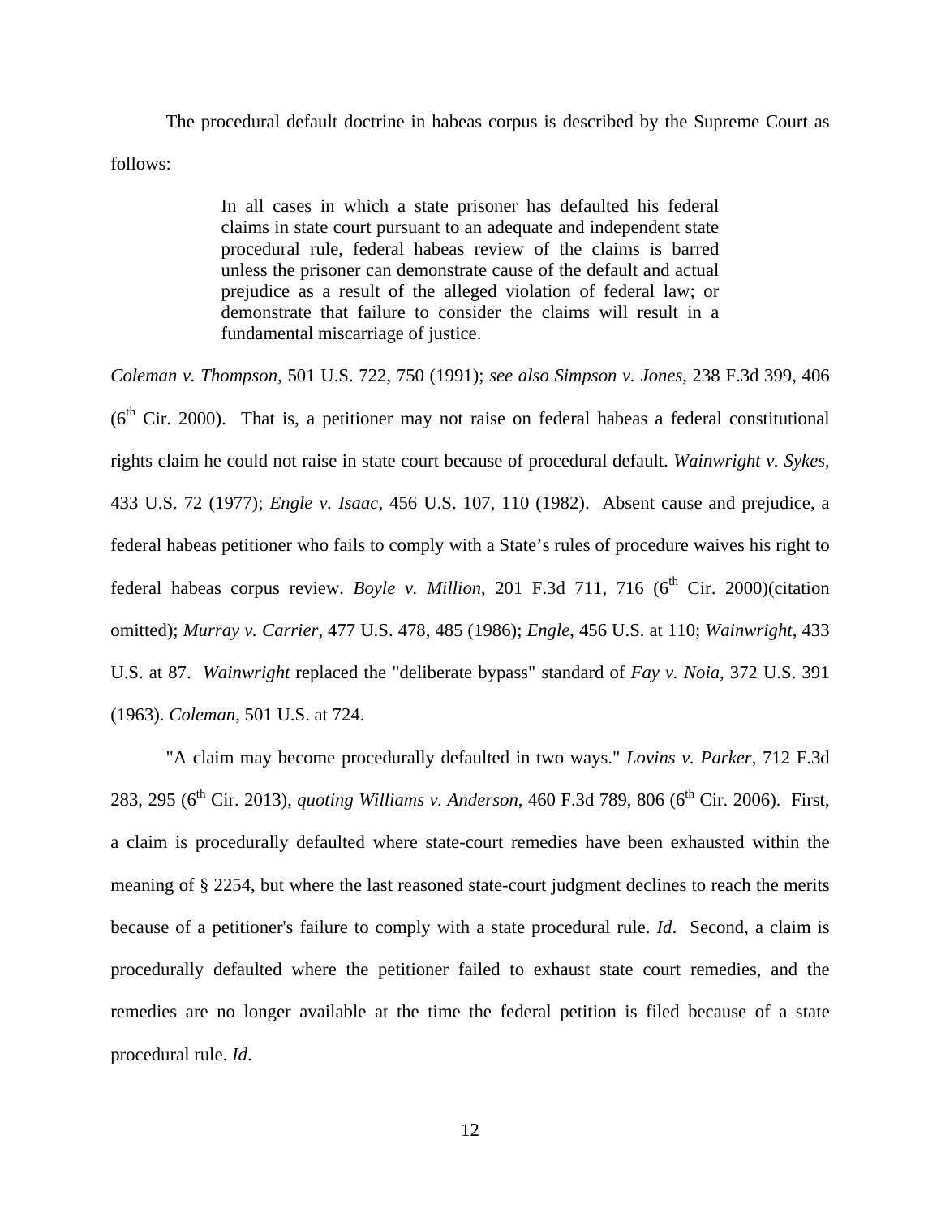The procedural default doctrine in habeas corpus is described by the Supreme Court as follows:

> In all cases in which a state prisoner has defaulted his federal claims in state court pursuant to an adequate and independent state procedural rule, federal habeas review of the claims is barred unless the prisoner can demonstrate cause of the default and actual prejudice as a result of the alleged violation of federal law; or demonstrate that failure to consider the claims will result in a fundamental miscarriage of justice.

*Coleman v. Thompson*, 501 U.S. 722, 750 (1991); *see also Simpson v. Jones*, 238 F.3d 399, 406 (6th Cir. 2000). That is, a petitioner may not raise on federal habeas a federal constitutional rights claim he could not raise in state court because of procedural default. *Wainwright v. Sykes*, 433 U.S. 72 (1977); *Engle v. Isaac*, 456 U.S. 107, 110 (1982). Absent cause and prejudice, a federal habeas petitioner who fails to comply with a State's rules of procedure waives his right to federal habeas corpus review. *Boyle v. Million*, 201 F.3d 711, 716 (6th Cir. 2000)(citation omitted); *Murray v. Carrier*, 477 U.S. 478, 485 (1986); *Engle*, 456 U.S. at 110; *Wainwright*, 433 U.S. at 87. *Wainwright* replaced the "deliberate bypass" standard of *Fay v. Noia*, 372 U.S. 391 (1963). *Coleman*, 501 U.S. at 724.

"A claim may become procedurally defaulted in two ways." *Lovins v. Parker*, 712 F.3d 283, 295 (6th Cir. 2013), *quoting Williams v. Anderson*, 460 F.3d 789, 806 (6th Cir. 2006). First, a claim is procedurally defaulted where state-court remedies have been exhausted within the meaning of § 2254, but where the last reasoned state-court judgment declines to reach the merits because of a petitioner's failure to comply with a state procedural rule. *Id*. Second, a claim is procedurally defaulted where the petitioner failed to exhaust state court remedies, and the remedies are no longer available at the time the federal petition is filed because of a state procedural rule. *Id*.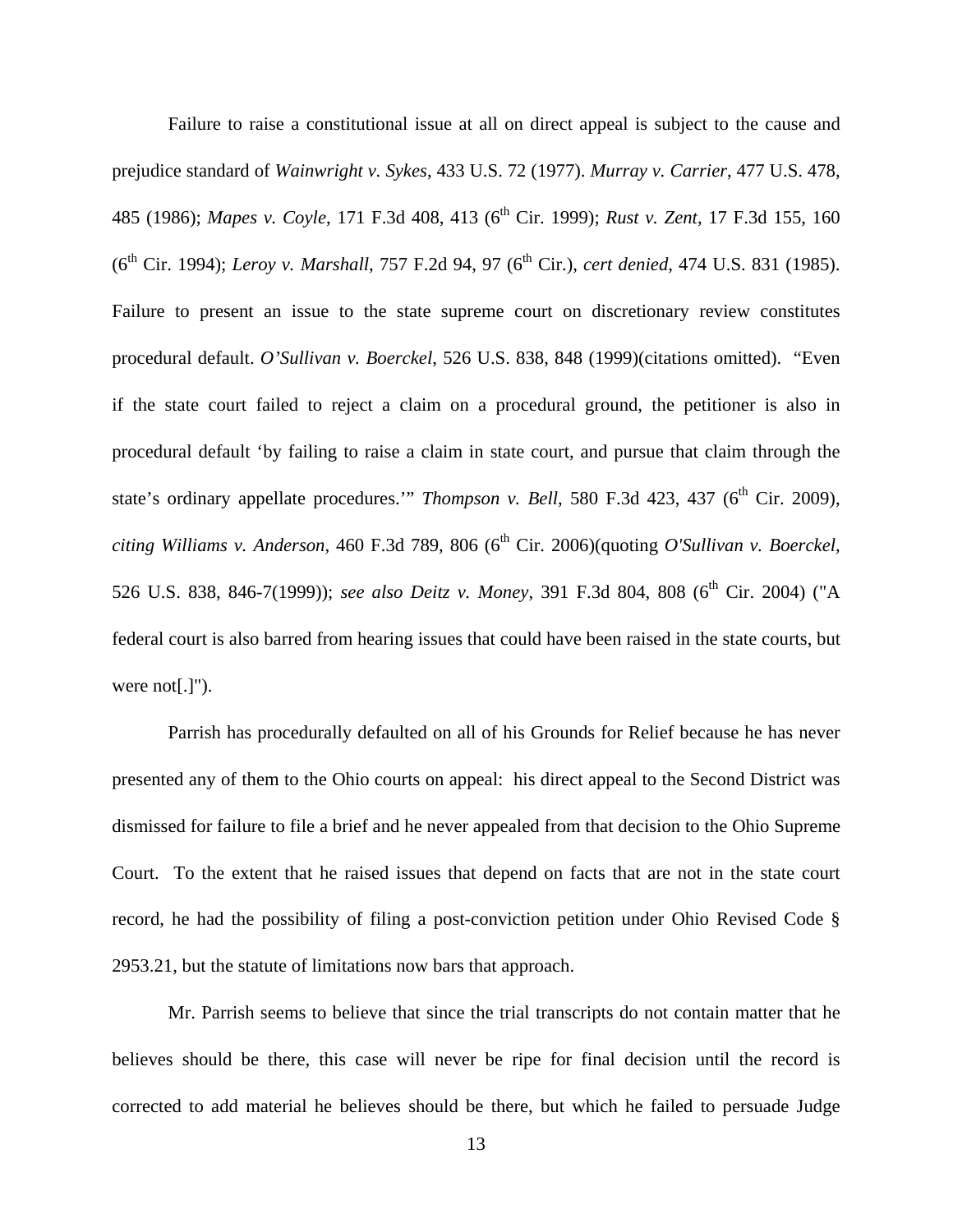Failure to raise a constitutional issue at all on direct appeal is subject to the cause and prejudice standard of *Wainwright v. Sykes*, 433 U.S. 72 (1977). *Murray v. Carrier*, 477 U.S. 478, 485 (1986); *Mapes v. Coyle*, 171 F.3d 408, 413 (6th Cir. 1999); *Rust v. Zent*, 17 F.3d 155, 160 (6th Cir. 1994); *Leroy v. Marshall*, 757 F.2d 94, 97 (6th Cir.), *cert denied*, 474 U.S. 831 (1985). Failure to present an issue to the state supreme court on discretionary review constitutes procedural default. *O'Sullivan v. Boerckel*, 526 U.S. 838, 848 (1999)(citations omitted). "Even if the state court failed to reject a claim on a procedural ground, the petitioner is also in procedural default 'by failing to raise a claim in state court, and pursue that claim through the state's ordinary appellate procedures.'" *Thompson v. Bell*, 580 F.3d 423, 437 (6th Cir. 2009), *citing Williams v. Anderson*, 460 F.3d 789, 806 (6th Cir. 2006)(quoting *O'Sullivan v. Boerckel*, 526 U.S. 838, 846-7(1999)); *see also Deitz v. Money*, 391 F.3d 804, 808 (6th Cir. 2004) ("A federal court is also barred from hearing issues that could have been raised in the state courts, but were not[.]").

Parrish has procedurally defaulted on all of his Grounds for Relief because he has never presented any of them to the Ohio courts on appeal: his direct appeal to the Second District was dismissed for failure to file a brief and he never appealed from that decision to the Ohio Supreme Court. To the extent that he raised issues that depend on facts that are not in the state court record, he had the possibility of filing a post-conviction petition under Ohio Revised Code § 2953.21, but the statute of limitations now bars that approach.

Mr. Parrish seems to believe that since the trial transcripts do not contain matter that he believes should be there, this case will never be ripe for final decision until the record is corrected to add material he believes should be there, but which he failed to persuade Judge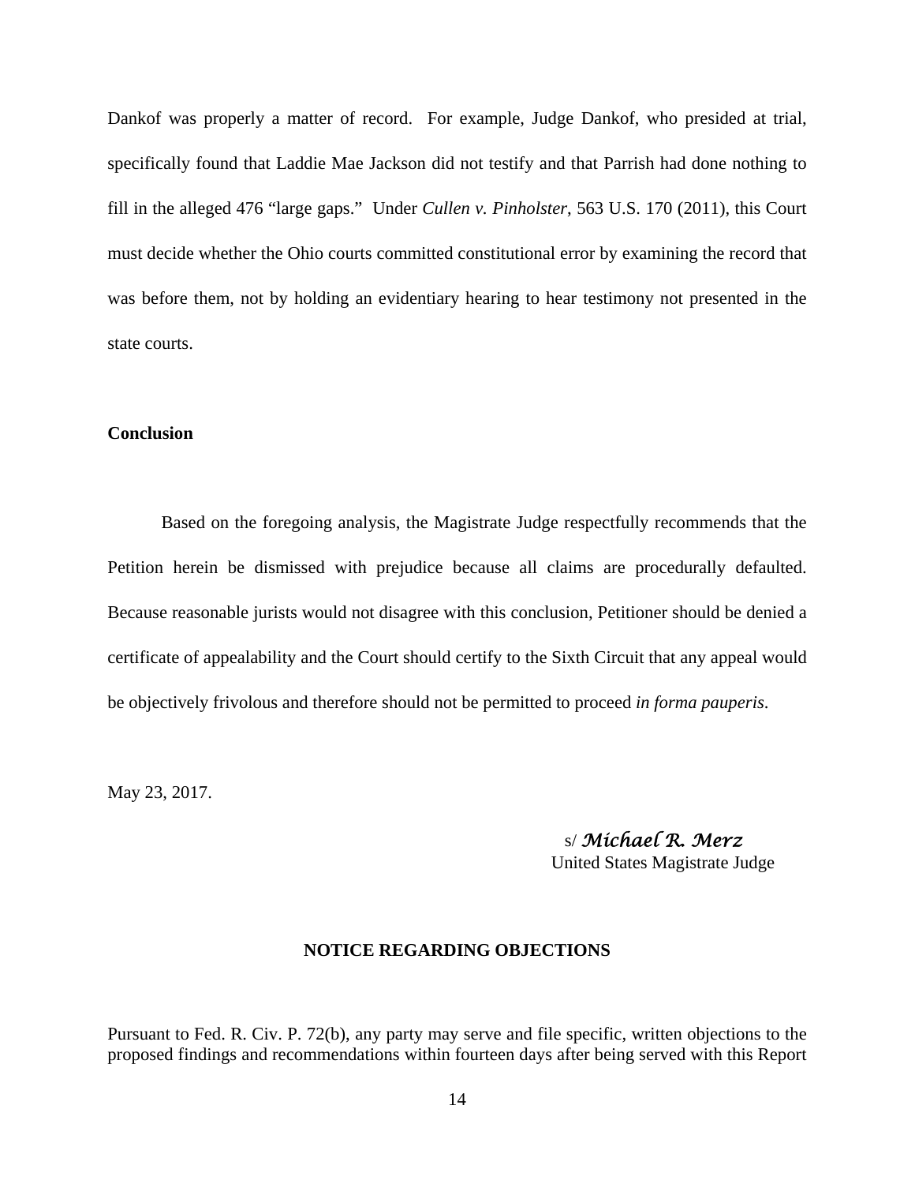Dankof was properly a matter of record. For example, Judge Dankof, who presided at trial, specifically found that Laddie Mae Jackson did not testify and that Parrish had done nothing to fill in the alleged 476 "large gaps." Under *Cullen v. Pinholster*, 563 U.S. 170 (2011), this Court must decide whether the Ohio courts committed constitutional error by examining the record that was before them, not by holding an evidentiary hearing to hear testimony not presented in the state courts.

**Conclusion**

Based on the foregoing analysis, the Magistrate Judge respectfully recommends that the Petition herein be dismissed with prejudice because all claims are procedurally defaulted. Because reasonable jurists would not disagree with this conclusion, Petitioner should be denied a certificate of appealability and the Court should certify to the Sixth Circuit that any appeal would be objectively frivolous and therefore should not be permitted to proceed *in forma pauperis*.

May 23, 2017.

s/ *Michael R. Merz*
United States Magistrate Judge

**NOTICE REGARDING OBJECTIONS**

Pursuant to Fed. R. Civ. P. 72(b), any party may serve and file specific, written objections to the proposed findings and recommendations within fourteen days after being served with this Report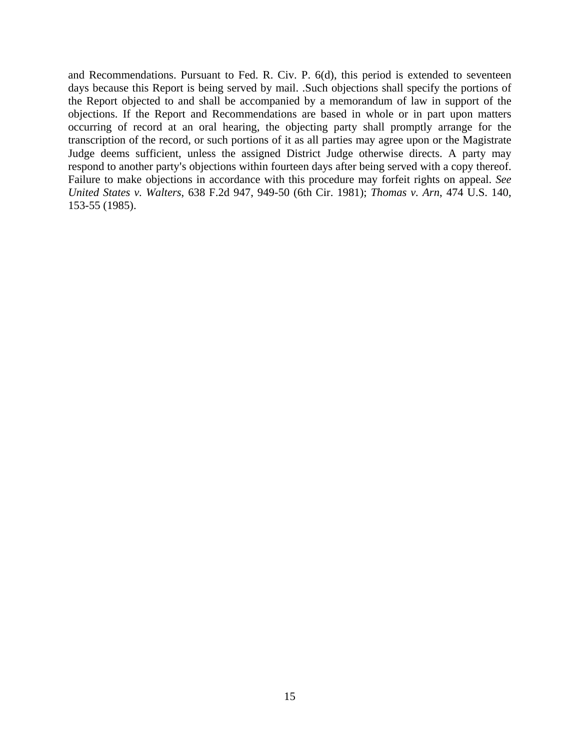and Recommendations. Pursuant to Fed. R. Civ. P. 6(d), this period is extended to seventeen days because this Report is being served by mail. .Such objections shall specify the portions of the Report objected to and shall be accompanied by a memorandum of law in support of the objections. If the Report and Recommendations are based in whole or in part upon matters occurring of record at an oral hearing, the objecting party shall promptly arrange for the transcription of the record, or such portions of it as all parties may agree upon or the Magistrate Judge deems sufficient, unless the assigned District Judge otherwise directs. A party may respond to another party's objections within fourteen days after being served with a copy thereof. Failure to make objections in accordance with this procedure may forfeit rights on appeal. *See United States v. Walters*, 638 F.2d 947, 949-50 (6th Cir. 1981); *Thomas v. Arn*, 474 U.S. 140, 153-55 (1985).